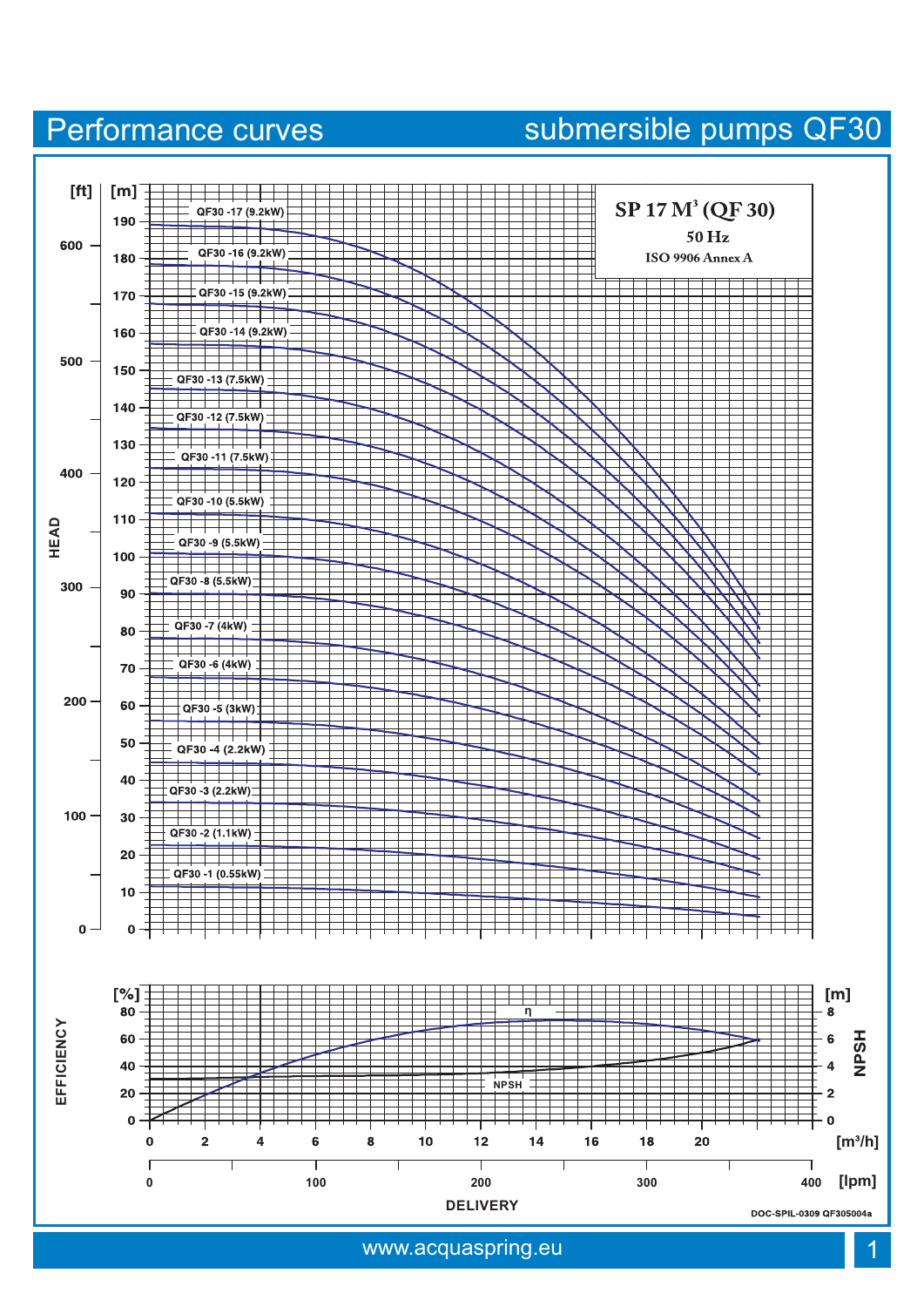# Performance curves

## submersible pumps QF30

**SP 17 M³ (QF 30)**

50 Hz

ISO 9906 Annex A

HEAD [ft] [m]

| Curve | Power |
|---|---|
| QF30 -17 | 9.2kW |
| QF30 -16 | 9.2kW |
| QF30 -15 | 9.2kW |
| QF30 -14 | 9.2kW |
| QF30 -13 | 7.5kW |
| QF30 -12 | 7.5kW |
| QF30 -11 | 7.5kW |
| QF30 -10 | 5.5kW |
| QF30 -9 | 5.5kW |
| QF30 -8 | 5.5kW |
| QF30 -7 | 4kW |
| QF30 -6 | 4kW |
| QF30 -5 | 3kW |
| QF30 -4 | 2.2kW |
| QF30 -3 | 2.2kW |
| QF30 -2 | 1.1kW |
| QF30 -1 | 0.55kW |

EFFICIENCY [%] — η

NPSH [m]

DELIVERY [m³/h] [lpm]

DOC-SPIL-0309 QF305004a

www.acquaspring.eu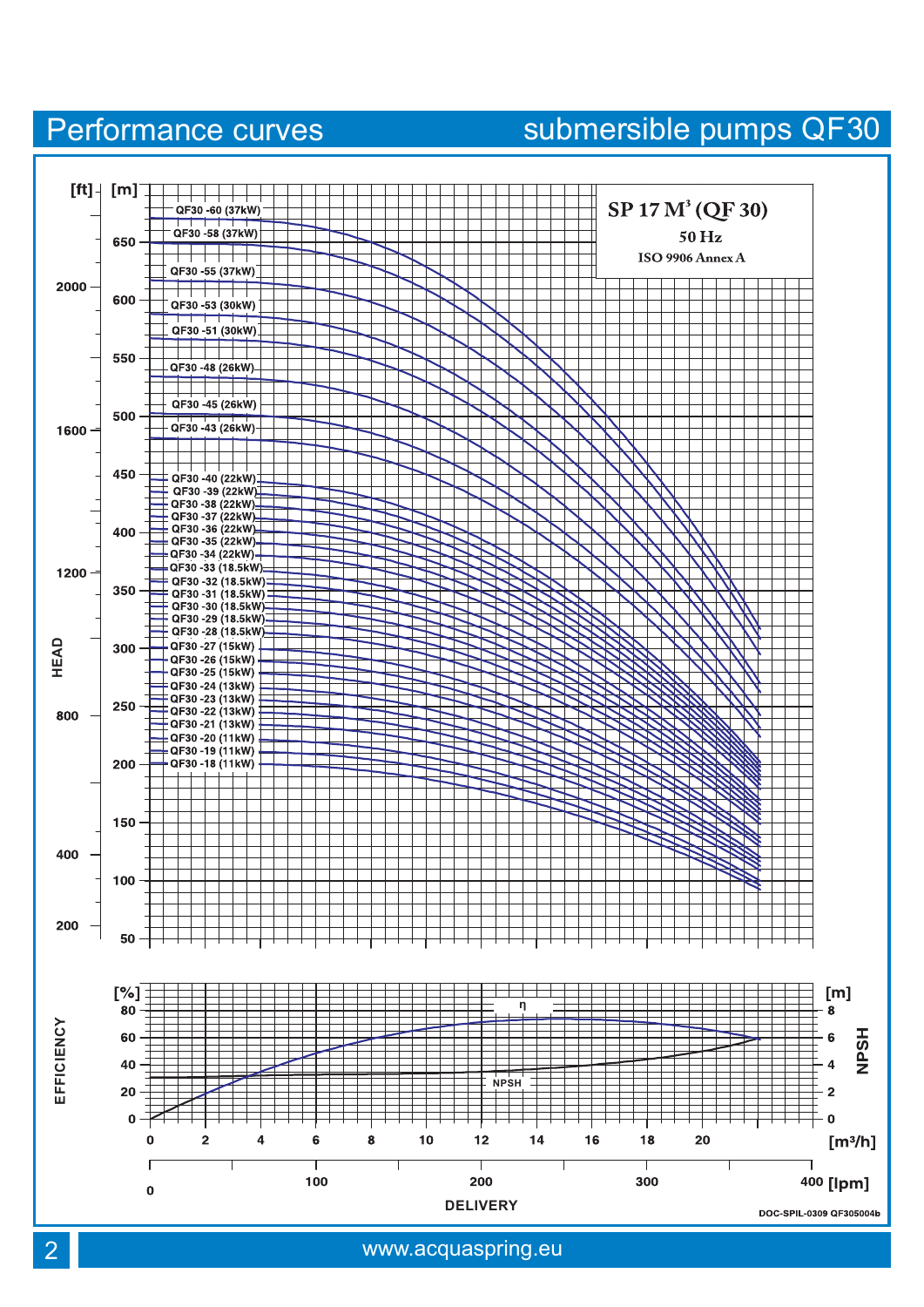# Performance curves

## submersible pumps QF30

**SP 17 M³ (QF 30)**

50 Hz

ISO 9906 Annex A

HEAD [ft] [m]

QF30 -60 (37kW)
QF30 -58 (37kW)
QF30 -55 (37kW)
QF30 -53 (30kW)
QF30 -51 (30kW)
QF30 -48 (26kW)
QF30 -45 (26kW)
QF30 -43 (26kW)
QF30 -40 (22kW)
QF30 -39 (22kW)
QF30 -38 (22kW)
QF30 -37 (22kW)
QF30 -36 (22kW)
QF30 -35 (22kW)
QF30 -34 (22kW)
QF30 -33 (18.5kW)
QF30 -32 (18.5kW)
QF30 -31 (18.5kW)
QF30 -30 (18.5kW)
QF30 -29 (18.5kW)
QF30 -28 (18.5kW)
QF30 -27 (15kW)
QF30 -26 (15kW)
QF30 -25 (15kW)
QF30 -24 (13kW)
QF30 -23 (13kW)
QF30 -22 (13kW)
QF30 -21 (13kW)
QF30 -20 (11kW)
QF30 -19 (11kW)
QF30 -18 (11kW)

EFFICIENCY [%] — η

NPSH [m]

DELIVERY [m³/h] [lpm]

DOC-SPIL-0309 QF305004b

www.acquaspring.eu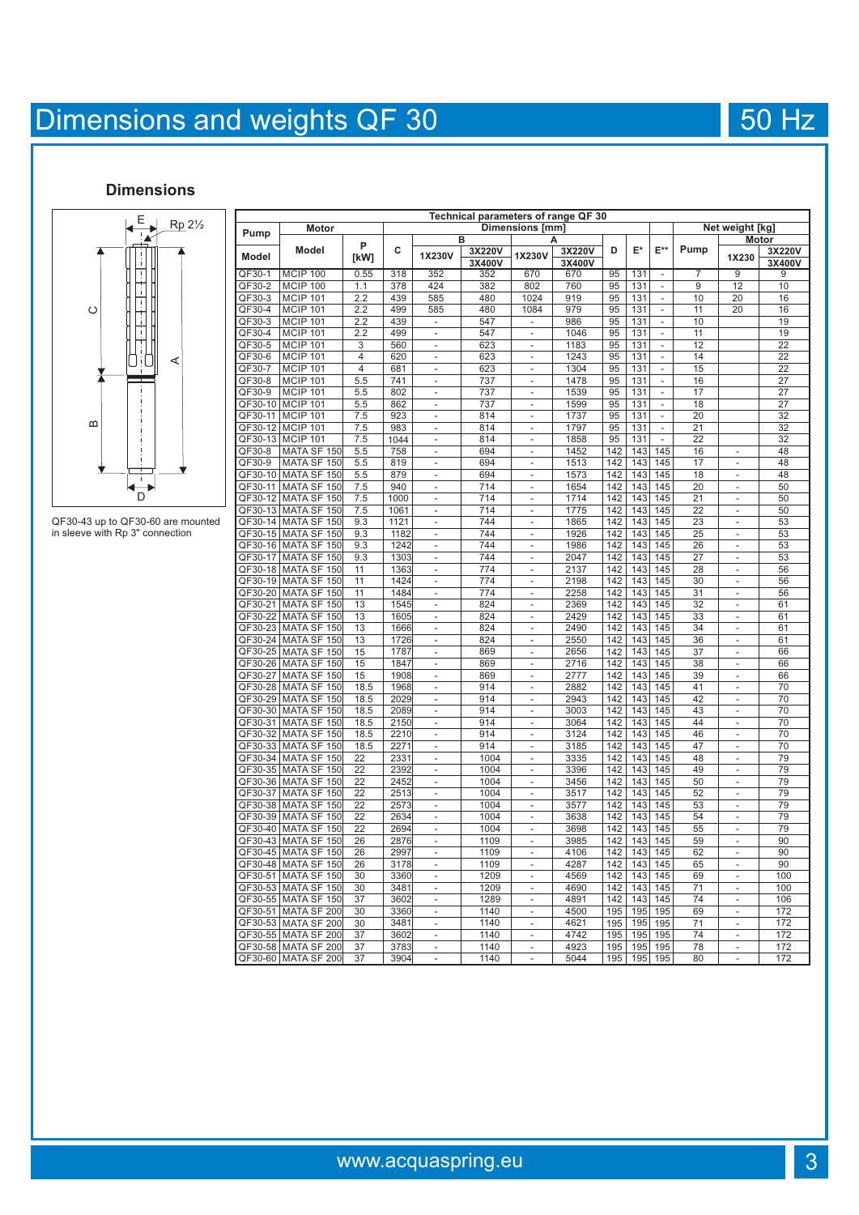# Dimensions and weights QF 30

**50 Hz**

## Dimensions

QF30-43 up to QF30-60 are mounted in sleeve with Rp 3" connection

| Technical parameters of range QF 30 | | | | | | | | | | | | | | |
|---|---|---|---|---|---|---|---|---|---|---|---|---|---|---|
| Pump | Motor | | Dimensions [mm] | | | | | | | | | Net weight [kg] | | |
| Model | Model | P [kW] | C | B 1X230V | B 3X220V 3X400V | A 1X230V | A 3X220V 3X400V | D | E* | E** | Pump | Motor 1X230 | Motor 3X220V 3X400V |
| QF30-1 | MCIP 100 | 0.55 | 318 | 352 | 352 | 670 | 670 | 95 | 131 | - | 7 | 9 | 9 |
| QF30-2 | MCIP 100 | 1.1 | 378 | 424 | 382 | 802 | 760 | 95 | 131 | - | 9 | 12 | 10 |
| QF30-3 | MCIP 101 | 2.2 | 439 | 585 | 480 | 1024 | 919 | 95 | 131 | - | 10 | 20 | 16 |
| QF30-4 | MCIP 101 | 2.2 | 499 | 585 | 480 | 1084 | 979 | 95 | 131 | - | 11 | 20 | 16 |
| QF30-3 | MCIP 101 | 2.2 | 439 | - | 547 | - | 986 | 95 | 131 | - | 10 | | 19 |
| QF30-4 | MCIP 101 | 2.2 | 499 | - | 547 | - | 1046 | 95 | 131 | - | 11 | | 19 |
| QF30-5 | MCIP 101 | 3 | 560 | - | 623 | - | 1183 | 95 | 131 | - | 12 | | 22 |
| QF30-6 | MCIP 101 | 4 | 620 | - | 623 | - | 1243 | 95 | 131 | - | 14 | | 22 |
| QF30-7 | MCIP 101 | 4 | 681 | - | 623 | - | 1304 | 95 | 131 | - | 15 | | 22 |
| QF30-8 | MCIP 101 | 5.5 | 741 | - | 737 | - | 1478 | 95 | 131 | - | 16 | | 27 |
| QF30-9 | MCIP 101 | 5.5 | 802 | - | 737 | - | 1539 | 95 | 131 | - | 17 | | 27 |
| QF30-10 | MCIP 101 | 5.5 | 862 | - | 737 | - | 1599 | 95 | 131 | - | 18 | | 27 |
| QF30-11 | MCIP 101 | 7.5 | 923 | - | 814 | - | 1737 | 95 | 131 | - | 20 | | 32 |
| QF30-12 | MCIP 101 | 7.5 | 983 | - | 814 | - | 1797 | 95 | 131 | - | 21 | | 32 |
| QF30-13 | MCIP 101 | 7.5 | 1044 | - | 814 | - | 1858 | 95 | 131 | - | 22 | | 32 |
| QF30-8 | MATA SF 150 | 5.5 | 758 | - | 694 | - | 1452 | 142 | 143 | 145 | 16 | - | 48 |
| QF30-9 | MATA SF 150 | 5.5 | 819 | - | 694 | - | 1513 | 142 | 143 | 145 | 17 | - | 48 |
| QF30-10 | MATA SF 150 | 5.5 | 879 | - | 694 | - | 1573 | 142 | 143 | 145 | 18 | - | 48 |
| QF30-11 | MATA SF 150 | 7.5 | 940 | - | 714 | - | 1654 | 142 | 143 | 145 | 20 | - | 50 |
| QF30-12 | MATA SF 150 | 7.5 | 1000 | - | 714 | - | 1714 | 142 | 143 | 145 | 21 | - | 50 |
| QF30-13 | MATA SF 150 | 7.5 | 1061 | - | 714 | - | 1775 | 142 | 143 | 145 | 22 | - | 50 |
| QF30-14 | MATA SF 150 | 9.3 | 1121 | - | 744 | - | 1865 | 142 | 143 | 145 | 23 | - | 53 |
| QF30-15 | MATA SF 150 | 9.3 | 1182 | - | 744 | - | 1926 | 142 | 143 | 145 | 25 | - | 53 |
| QF30-16 | MATA SF 150 | 9.3 | 1242 | - | 744 | - | 1986 | 142 | 143 | 145 | 26 | - | 53 |
| QF30-17 | MATA SF 150 | 9.3 | 1303 | - | 744 | - | 2047 | 142 | 143 | 145 | 27 | - | 53 |
| QF30-18 | MATA SF 150 | 11 | 1363 | - | 774 | - | 2137 | 142 | 143 | 145 | 28 | - | 56 |
| QF30-19 | MATA SF 150 | 11 | 1424 | - | 774 | - | 2198 | 142 | 143 | 145 | 30 | - | 56 |
| QF30-20 | MATA SF 150 | 11 | 1484 | - | 774 | - | 2258 | 142 | 143 | 145 | 31 | - | 56 |
| QF30-21 | MATA SF 150 | 13 | 1545 | - | 824 | - | 2369 | 142 | 143 | 145 | 32 | - | 61 |
| QF30-22 | MATA SF 150 | 13 | 1605 | - | 824 | - | 2429 | 142 | 143 | 145 | 33 | - | 61 |
| QF30-23 | MATA SF 150 | 13 | 1666 | - | 824 | - | 2490 | 142 | 143 | 145 | 34 | - | 61 |
| QF30-24 | MATA SF 150 | 13 | 1726 | - | 824 | - | 2550 | 142 | 143 | 145 | 36 | - | 61 |
| QF30-25 | MATA SF 150 | 15 | 1787 | - | 869 | - | 2656 | 142 | 143 | 145 | 37 | - | 66 |
| QF30-26 | MATA SF 150 | 15 | 1847 | - | 869 | - | 2716 | 142 | 143 | 145 | 38 | - | 66 |
| QF30-27 | MATA SF 150 | 15 | 1908 | - | 869 | - | 2777 | 142 | 143 | 145 | 39 | - | 66 |
| QF30-28 | MATA SF 150 | 18.5 | 1968 | - | 914 | - | 2882 | 142 | 143 | 145 | 41 | - | 70 |
| QF30-29 | MATA SF 150 | 18.5 | 2029 | - | 914 | - | 2943 | 142 | 143 | 145 | 42 | - | 70 |
| QF30-30 | MATA SF 150 | 18.5 | 2089 | - | 914 | - | 3003 | 142 | 143 | 145 | 43 | - | 70 |
| QF30-31 | MATA SF 150 | 18.5 | 2150 | - | 914 | - | 3064 | 142 | 143 | 145 | 44 | - | 70 |
| QF30-32 | MATA SF 150 | 18.5 | 2210 | - | 914 | - | 3124 | 142 | 143 | 145 | 46 | - | 70 |
| QF30-33 | MATA SF 150 | 18.5 | 2271 | - | 914 | - | 3185 | 142 | 143 | 145 | 47 | - | 70 |
| QF30-34 | MATA SF 150 | 22 | 2331 | - | 1004 | - | 3335 | 142 | 143 | 145 | 48 | - | 79 |
| QF30-35 | MATA SF 150 | 22 | 2392 | - | 1004 | - | 3396 | 142 | 143 | 145 | 49 | - | 79 |
| QF30-36 | MATA SF 150 | 22 | 2452 | - | 1004 | - | 3456 | 142 | 143 | 145 | 50 | - | 79 |
| QF30-37 | MATA SF 150 | 22 | 2513 | - | 1004 | - | 3517 | 142 | 143 | 145 | 52 | - | 79 |
| QF30-38 | MATA SF 150 | 22 | 2573 | - | 1004 | - | 3577 | 142 | 143 | 145 | 53 | - | 79 |
| QF30-39 | MATA SF 150 | 22 | 2634 | - | 1004 | - | 3638 | 142 | 143 | 145 | 54 | - | 79 |
| QF30-40 | MATA SF 150 | 22 | 2694 | - | 1004 | - | 3698 | 142 | 143 | 145 | 55 | - | 79 |
| QF30-43 | MATA SF 150 | 26 | 2876 | - | 1109 | - | 3985 | 142 | 143 | 145 | 59 | - | 90 |
| QF30-45 | MATA SF 150 | 26 | 2997 | - | 1109 | - | 4106 | 142 | 143 | 145 | 62 | - | 90 |
| QF30-48 | MATA SF 150 | 26 | 3178 | - | 1109 | - | 4287 | 142 | 143 | 145 | 65 | - | 90 |
| QF30-51 | MATA SF 150 | 30 | 3360 | - | 1209 | - | 4569 | 142 | 143 | 145 | 69 | - | 100 |
| QF30-53 | MATA SF 150 | 30 | 3481 | - | 1209 | - | 4690 | 142 | 143 | 145 | 71 | - | 100 |
| QF30-55 | MATA SF 150 | 37 | 3602 | - | 1289 | - | 4891 | 142 | 143 | 145 | 74 | - | 106 |
| QF30-51 | MATA SF 200 | 30 | 3360 | - | 1140 | - | 4500 | 195 | 195 | 195 | 69 | - | 172 |
| QF30-53 | MATA SF 200 | 30 | 3481 | - | 1140 | - | 4621 | 195 | 195 | 195 | 71 | - | 172 |
| QF30-55 | MATA SF 200 | 37 | 3602 | - | 1140 | - | 4742 | 195 | 195 | 195 | 74 | - | 172 |
| QF30-58 | MATA SF 200 | 37 | 3783 | - | 1140 | - | 4923 | 195 | 195 | 195 | 78 | - | 172 |
| QF30-60 | MATA SF 200 | 37 | 3904 | - | 1140 | - | 5044 | 195 | 195 | 195 | 80 | - | 172 |

www.acquaspring.eu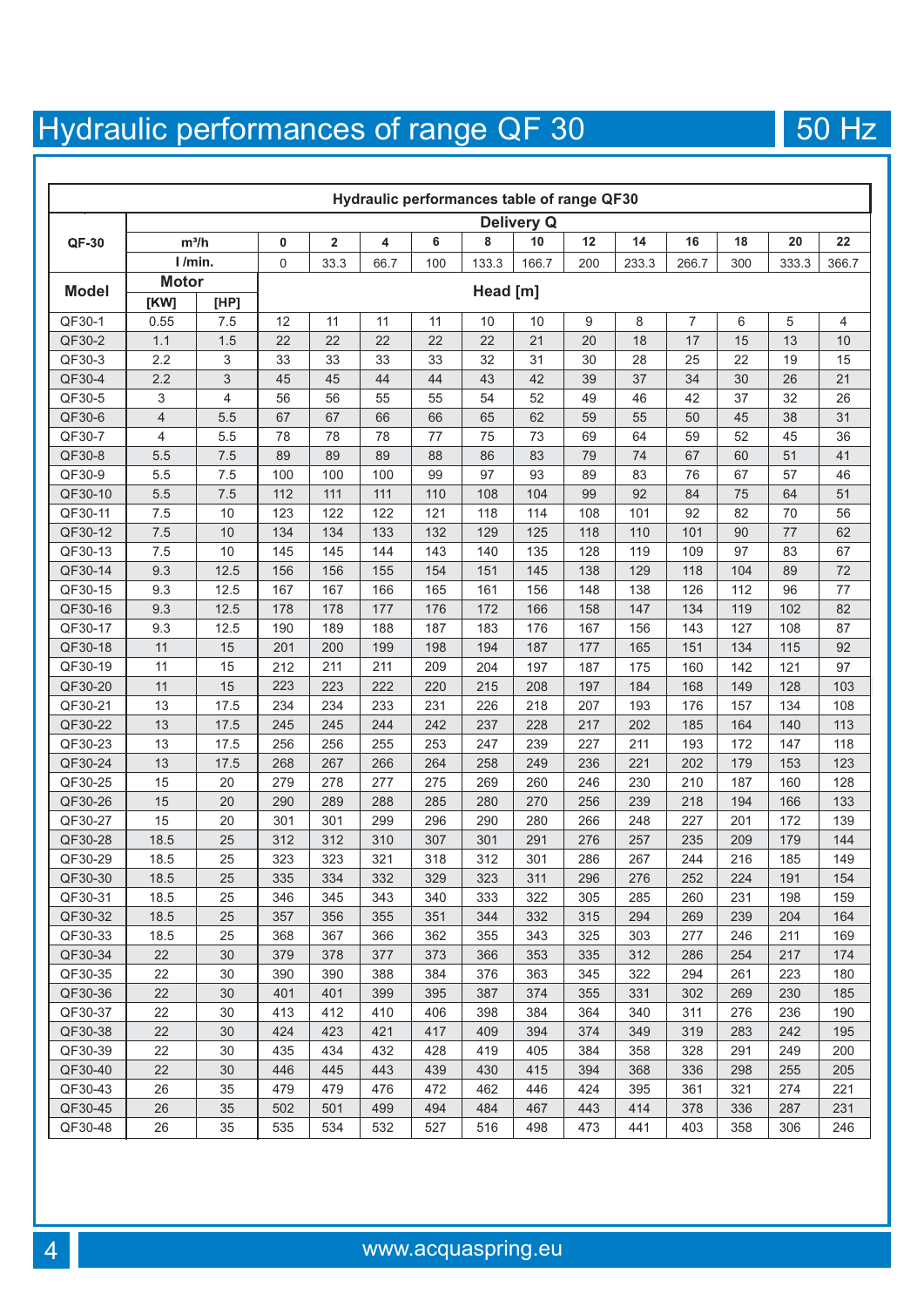# Hydraulic performances of range QF 30

50 Hz

| Hydraulic performances table of range QF30 | | | | | | | | | | | | | |
|---|---|---|---|---|---|---|---|---|---|---|---|---|---|
| QF-30 | Delivery Q | | | | | | | | | | | | |
| | m³/h | | 0 | 2 | 4 | 6 | 8 | 10 | 12 | 14 | 16 | 18 | 20 | 22 |
| | l /min. | | 0 | 33.3 | 66.7 | 100 | 133.3 | 166.7 | 200 | 233.3 | 266.7 | 300 | 333.3 | 366.7 |
| Model | Motor | | Head [m] | | | | | | | | | | | |
| | [KW] | [HP] | | | | | | | | | | | | |
| QF30-1 | 0.55 | 7.5 | 12 | 11 | 11 | 11 | 10 | 10 | 9 | 8 | 7 | 6 | 5 | 4 |
| QF30-2 | 1.1 | 1.5 | 22 | 22 | 22 | 22 | 22 | 21 | 20 | 18 | 17 | 15 | 13 | 10 |
| QF30-3 | 2.2 | 3 | 33 | 33 | 33 | 33 | 32 | 31 | 30 | 28 | 25 | 22 | 19 | 15 |
| QF30-4 | 2.2 | 3 | 45 | 45 | 44 | 44 | 43 | 42 | 39 | 37 | 34 | 30 | 26 | 21 |
| QF30-5 | 3 | 4 | 56 | 56 | 55 | 55 | 54 | 52 | 49 | 46 | 42 | 37 | 32 | 26 |
| QF30-6 | 4 | 5.5 | 67 | 67 | 66 | 66 | 65 | 62 | 59 | 55 | 50 | 45 | 38 | 31 |
| QF30-7 | 4 | 5.5 | 78 | 78 | 78 | 77 | 75 | 73 | 69 | 64 | 59 | 52 | 45 | 36 |
| QF30-8 | 5.5 | 7.5 | 89 | 89 | 89 | 88 | 86 | 83 | 79 | 74 | 67 | 60 | 51 | 41 |
| QF30-9 | 5.5 | 7.5 | 100 | 100 | 100 | 99 | 97 | 93 | 89 | 83 | 76 | 67 | 57 | 46 |
| QF30-10 | 5.5 | 7.5 | 112 | 111 | 111 | 110 | 108 | 104 | 99 | 92 | 84 | 75 | 64 | 51 |
| QF30-11 | 7.5 | 10 | 123 | 122 | 122 | 121 | 118 | 114 | 108 | 101 | 92 | 82 | 70 | 56 |
| QF30-12 | 7.5 | 10 | 134 | 134 | 133 | 132 | 129 | 125 | 118 | 110 | 101 | 90 | 77 | 62 |
| QF30-13 | 7.5 | 10 | 145 | 145 | 144 | 143 | 140 | 135 | 128 | 119 | 109 | 97 | 83 | 67 |
| QF30-14 | 9.3 | 12.5 | 156 | 156 | 155 | 154 | 151 | 145 | 138 | 129 | 118 | 104 | 89 | 72 |
| QF30-15 | 9.3 | 12.5 | 167 | 167 | 166 | 165 | 161 | 156 | 148 | 138 | 126 | 112 | 96 | 77 |
| QF30-16 | 9.3 | 12.5 | 178 | 178 | 177 | 176 | 172 | 166 | 158 | 147 | 134 | 119 | 102 | 82 |
| QF30-17 | 9.3 | 12.5 | 190 | 189 | 188 | 187 | 183 | 176 | 167 | 156 | 143 | 127 | 108 | 87 |
| QF30-18 | 11 | 15 | 201 | 200 | 199 | 198 | 194 | 187 | 177 | 165 | 151 | 134 | 115 | 92 |
| QF30-19 | 11 | 15 | 212 | 211 | 211 | 209 | 204 | 197 | 187 | 175 | 160 | 142 | 121 | 97 |
| QF30-20 | 11 | 15 | 223 | 223 | 222 | 220 | 215 | 208 | 197 | 184 | 168 | 149 | 128 | 103 |
| QF30-21 | 13 | 17.5 | 234 | 234 | 233 | 231 | 226 | 218 | 207 | 193 | 176 | 157 | 134 | 108 |
| QF30-22 | 13 | 17.5 | 245 | 245 | 244 | 242 | 237 | 228 | 217 | 202 | 185 | 164 | 140 | 113 |
| QF30-23 | 13 | 17.5 | 256 | 256 | 255 | 253 | 247 | 239 | 227 | 211 | 193 | 172 | 147 | 118 |
| QF30-24 | 13 | 17.5 | 268 | 267 | 266 | 264 | 258 | 249 | 236 | 221 | 202 | 179 | 153 | 123 |
| QF30-25 | 15 | 20 | 279 | 278 | 277 | 275 | 269 | 260 | 246 | 230 | 210 | 187 | 160 | 128 |
| QF30-26 | 15 | 20 | 290 | 289 | 288 | 285 | 280 | 270 | 256 | 239 | 218 | 194 | 166 | 133 |
| QF30-27 | 15 | 20 | 301 | 301 | 299 | 296 | 290 | 280 | 266 | 248 | 227 | 201 | 172 | 139 |
| QF30-28 | 18.5 | 25 | 312 | 312 | 310 | 307 | 301 | 291 | 276 | 257 | 235 | 209 | 179 | 144 |
| QF30-29 | 18.5 | 25 | 323 | 323 | 321 | 318 | 312 | 301 | 286 | 267 | 244 | 216 | 185 | 149 |
| QF30-30 | 18.5 | 25 | 335 | 334 | 332 | 329 | 323 | 311 | 296 | 276 | 252 | 224 | 191 | 154 |
| QF30-31 | 18.5 | 25 | 346 | 345 | 343 | 340 | 333 | 322 | 305 | 285 | 260 | 231 | 198 | 159 |
| QF30-32 | 18.5 | 25 | 357 | 356 | 355 | 351 | 344 | 332 | 315 | 294 | 269 | 239 | 204 | 164 |
| QF30-33 | 18.5 | 25 | 368 | 367 | 366 | 362 | 355 | 343 | 325 | 303 | 277 | 246 | 211 | 169 |
| QF30-34 | 22 | 30 | 379 | 378 | 377 | 373 | 366 | 353 | 335 | 312 | 286 | 254 | 217 | 174 |
| QF30-35 | 22 | 30 | 390 | 390 | 388 | 384 | 376 | 363 | 345 | 322 | 294 | 261 | 223 | 180 |
| QF30-36 | 22 | 30 | 401 | 401 | 399 | 395 | 387 | 374 | 355 | 331 | 302 | 269 | 230 | 185 |
| QF30-37 | 22 | 30 | 413 | 412 | 410 | 406 | 398 | 384 | 364 | 340 | 311 | 276 | 236 | 190 |
| QF30-38 | 22 | 30 | 424 | 423 | 421 | 417 | 409 | 394 | 374 | 349 | 319 | 283 | 242 | 195 |
| QF30-39 | 22 | 30 | 435 | 434 | 432 | 428 | 419 | 405 | 384 | 358 | 328 | 291 | 249 | 200 |
| QF30-40 | 22 | 30 | 446 | 445 | 443 | 439 | 430 | 415 | 394 | 368 | 336 | 298 | 255 | 205 |
| QF30-43 | 26 | 35 | 479 | 479 | 476 | 472 | 462 | 446 | 424 | 395 | 361 | 321 | 274 | 221 |
| QF30-45 | 26 | 35 | 502 | 501 | 499 | 494 | 484 | 467 | 443 | 414 | 378 | 336 | 287 | 231 |
| QF30-48 | 26 | 35 | 535 | 534 | 532 | 527 | 516 | 498 | 473 | 441 | 403 | 358 | 306 | 246 |

www.acquaspring.eu